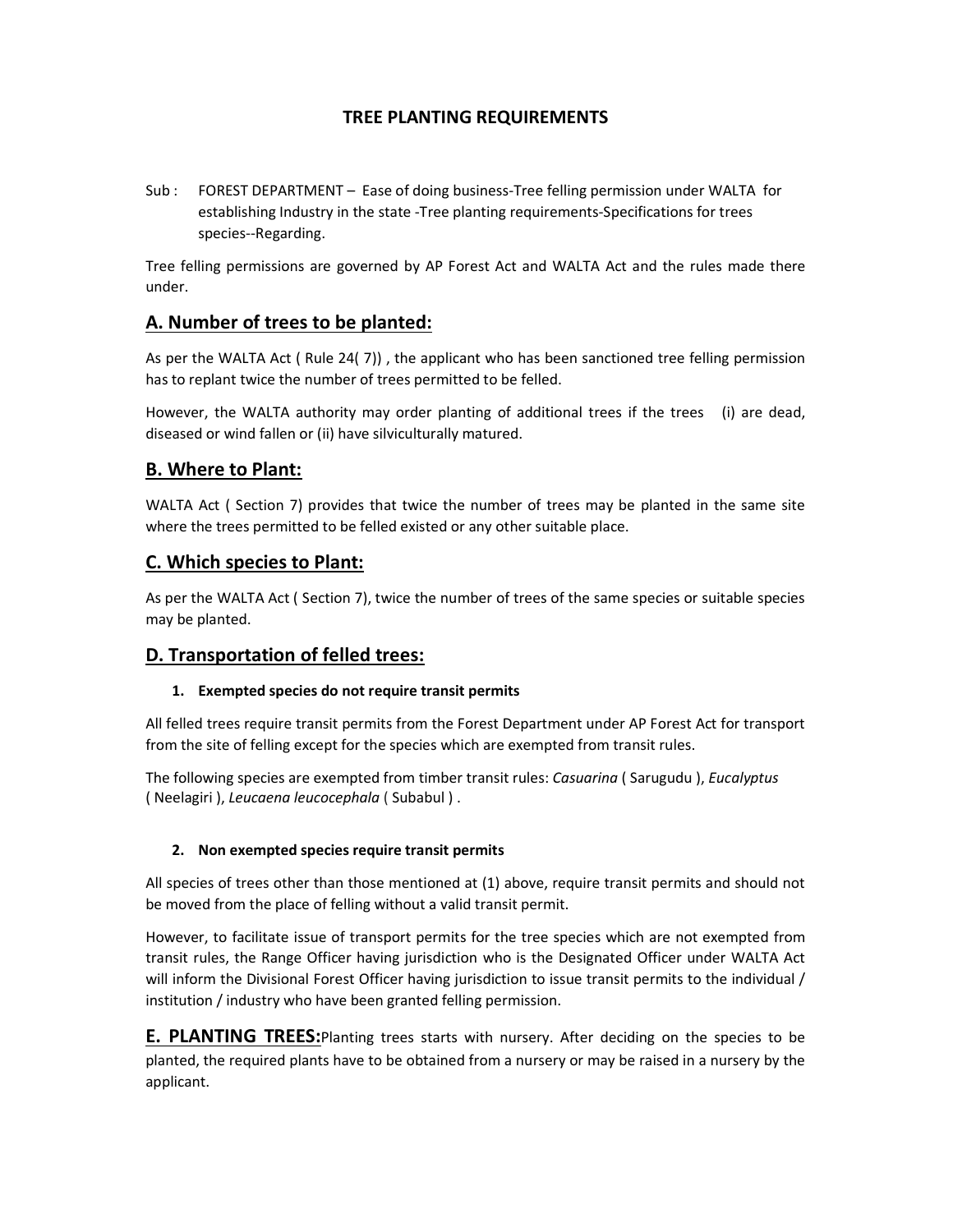# TREE PLANTING REQUIREMENTS

Sub : FOREST DEPARTMENT – Ease of doing business-Tree felling permission under WALTA for establishing Industry in the state -Tree planting requirements-Specifications for trees species--Regarding.

Tree felling permissions are governed by AP Forest Act and WALTA Act and the rules made there under.

## A. Number of trees to be planted:

As per the WALTA Act ( Rule 24( 7)) , the applicant who has been sanctioned tree felling permission has to replant twice the number of trees permitted to be felled.

However, the WALTA authority may order planting of additional trees if the trees (i) are dead, diseased or wind fallen or (ii) have silviculturally matured.

## B. Where to Plant:

WALTA Act ( Section 7) provides that twice the number of trees may be planted in the same site where the trees permitted to be felled existed or any other suitable place.

## C. Which species to Plant:

As per the WALTA Act ( Section 7), twice the number of trees of the same species or suitable species may be planted.

## D. Transportation of felled trees:

### 1. Exempted species do not require transit permits

All felled trees require transit permits from the Forest Department under AP Forest Act for transport from the site of felling except for the species which are exempted from transit rules.

The following species are exempted from timber transit rules: *Casuarina* ( Sarugudu ), *Eucalyptus* ( Neelagiri ), *Leucaena leucocephala* ( Subabul ) .

### 2. Non exempted species require transit permits

All species of trees other than those mentioned at (1) above, require transit permits and should not be moved from the place of felling without a valid transit permit.

However, to facilitate issue of transport permits for the tree species which are not exempted from transit rules, the Range Officer having jurisdiction who is the Designated Officer under WALTA Act will inform the Divisional Forest Officer having jurisdiction to issue transit permits to the individual / institution / industry who have been granted felling permission.

**E. PLANTING TREES:** Planting trees starts with nursery. After deciding on the species to be planted, the required plants have to be obtained from a nursery or may be raised in a nursery by the applicant.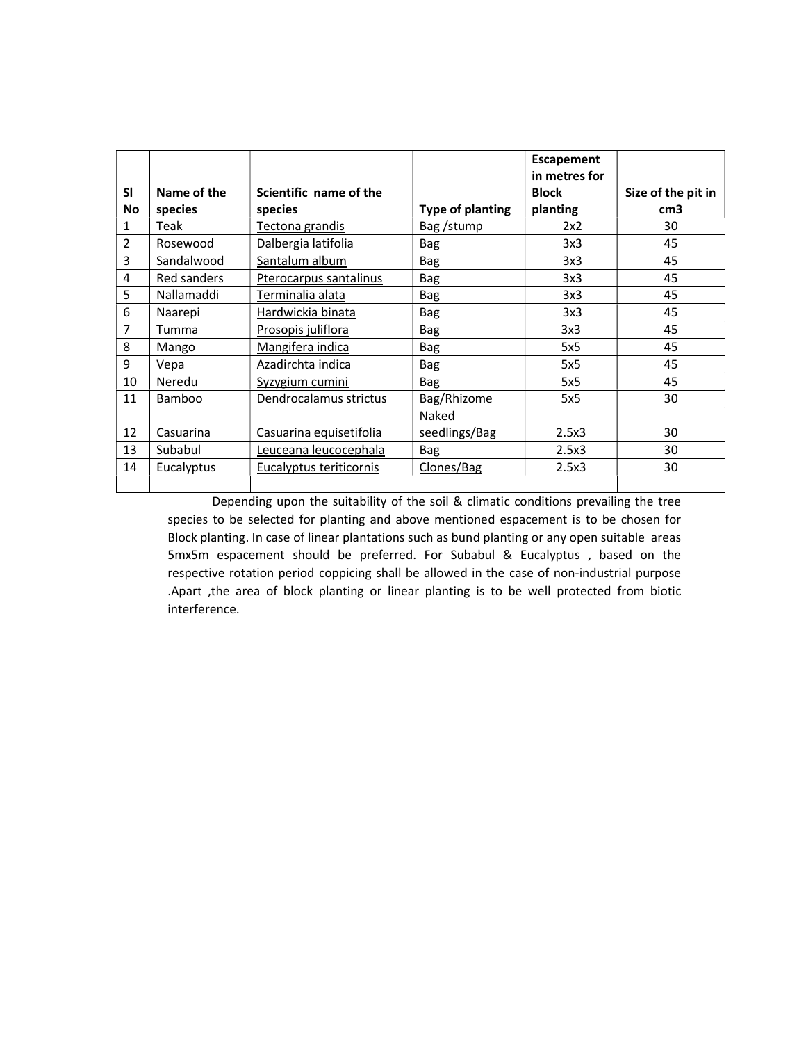| Sl No | Name of the species | Scientific name of the species | Type of planting | Escapement in metres for Block planting | Size of the pit in cm3 |
|---|---|---|---|---|---|
| 1 | Teak | Tectona grandis | Bag /stump | 2x2 | 30 |
| 2 | Rosewood | Dalbergia latifolia | Bag | 3x3 | 45 |
| 3 | Sandalwood | Santalum album | Bag | 3x3 | 45 |
| 4 | Red sanders | Pterocarpus santalinus | Bag | 3x3 | 45 |
| 5 | Nallamaddi | Terminalia alata | Bag | 3x3 | 45 |
| 6 | Naarepi | Hardwickia binata | Bag | 3x3 | 45 |
| 7 | Tumma | Prosopis juliflora | Bag | 3x3 | 45 |
| 8 | Mango | Mangifera indica | Bag | 5x5 | 45 |
| 9 | Vepa | Azadirchta indica | Bag | 5x5 | 45 |
| 10 | Neredu | Syzygium cumini | Bag | 5x5 | 45 |
| 11 | Bamboo | Dendrocalamus strictus | Bag/Rhizome | 5x5 | 30 |
| 12 | Casuarina | Casuarina equisetifolia | Naked seedlings/Bag | 2.5x3 | 30 |
| 13 | Subabul | Leuceana leucocephala | Bag | 2.5x3 | 30 |
| 14 | Eucalyptus | Eucalyptus tericornis | Clones/Bag | 2.5x3 | 30 |
| | | | | | |

Depending upon the suitability of the soil & climatic conditions prevailing the tree species to be selected for planting and above mentioned espacement is to be chosen for Block planting. In case of linear plantations such as bund planting or any open suitable areas 5mx5m espacement should be preferred. For Subabul & Eucalyptus , based on the respective rotation period coppicing shall be allowed in the case of non-industrial purpose .Apart ,the area of block planting or linear planting is to be well protected from biotic interference.